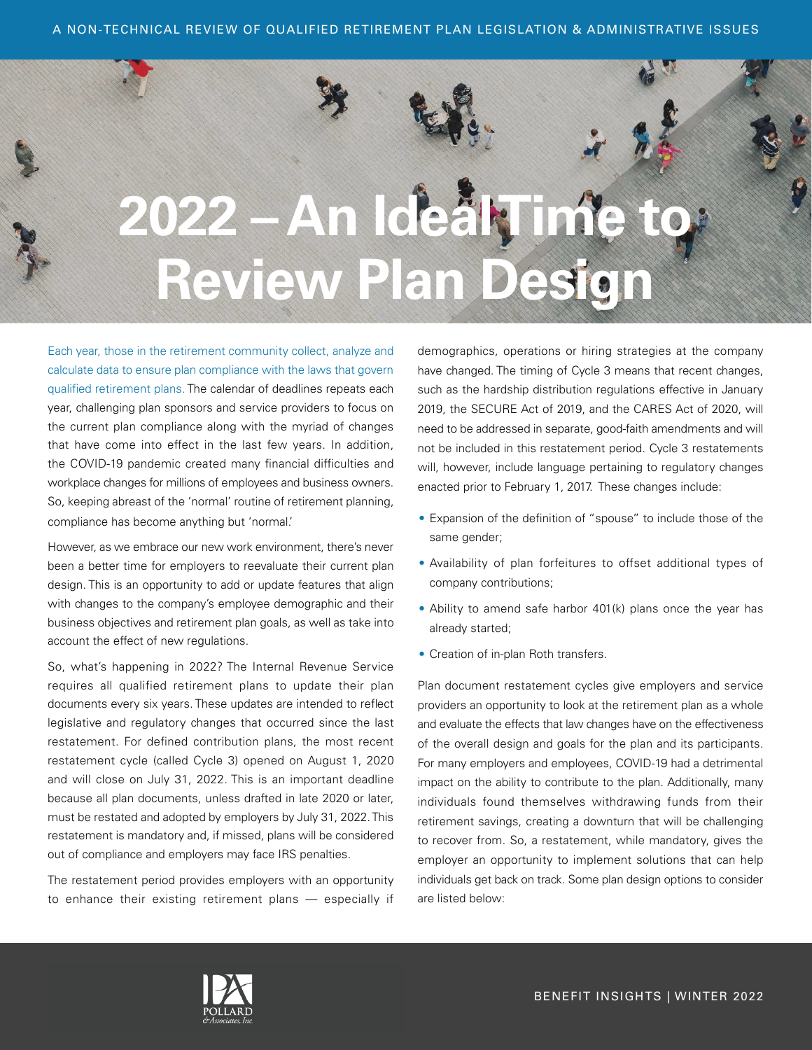A NON-TECHNICAL REVIEW OF QUALIFIED RETIREMENT PLAN LEGISLATION & ADMINISTRATIVE ISSUES

# 2022 – An Ideal Time to Review Plan Design

Each year, those in the retirement community collect, analyze and calculate data to ensure plan compliance with the laws that govern qualified retirement plans. The calendar of deadlines repeats each year, challenging plan sponsors and service providers to focus on the current plan compliance along with the myriad of changes that have come into effect in the last few years. In addition, the COVID-19 pandemic created many financial difficulties and workplace changes for millions of employees and business owners. So, keeping abreast of the 'normal' routine of retirement planning, compliance has become anything but 'normal.'

However, as we embrace our new work environment, there's never been a better time for employers to reevaluate their current plan design. This is an opportunity to add or update features that align with changes to the company's employee demographic and their business objectives and retirement plan goals, as well as take into account the effect of new regulations.

So, what's happening in 2022? The Internal Revenue Service requires all qualified retirement plans to update their plan documents every six years. These updates are intended to reflect legislative and regulatory changes that occurred since the last restatement. For defined contribution plans, the most recent restatement cycle (called Cycle 3) opened on August 1, 2020 and will close on July 31, 2022. This is an important deadline because all plan documents, unless drafted in late 2020 or later, must be restated and adopted by employers by July 31, 2022. This restatement is mandatory and, if missed, plans will be considered out of compliance and employers may face IRS penalties.

The restatement period provides employers with an opportunity to enhance their existing retirement plans — especially if demographics, operations or hiring strategies at the company have changed. The timing of Cycle 3 means that recent changes, such as the hardship distribution regulations effective in January 2019, the SECURE Act of 2019, and the CARES Act of 2020, will need to be addressed in separate, good-faith amendments and will not be included in this restatement period. Cycle 3 restatements will, however, include language pertaining to regulatory changes enacted prior to February 1, 2017. These changes include:

- Expansion of the definition of "spouse" to include those of the same gender;
- Availability of plan forfeitures to offset additional types of company contributions;
- Ability to amend safe harbor 401(k) plans once the year has already started;
- Creation of in-plan Roth transfers.

Plan document restatement cycles give employers and service providers an opportunity to look at the retirement plan as a whole and evaluate the effects that law changes have on the effectiveness of the overall design and goals for the plan and its participants. For many employers and employees, COVID-19 had a detrimental impact on the ability to contribute to the plan. Additionally, many individuals found themselves withdrawing funds from their retirement savings, creating a downturn that will be challenging to recover from. So, a restatement, while mandatory, gives the employer an opportunity to implement solutions that can help individuals get back on track. Some plan design options to consider are listed below:

BENEFIT INSIGHTS | WINTER 2022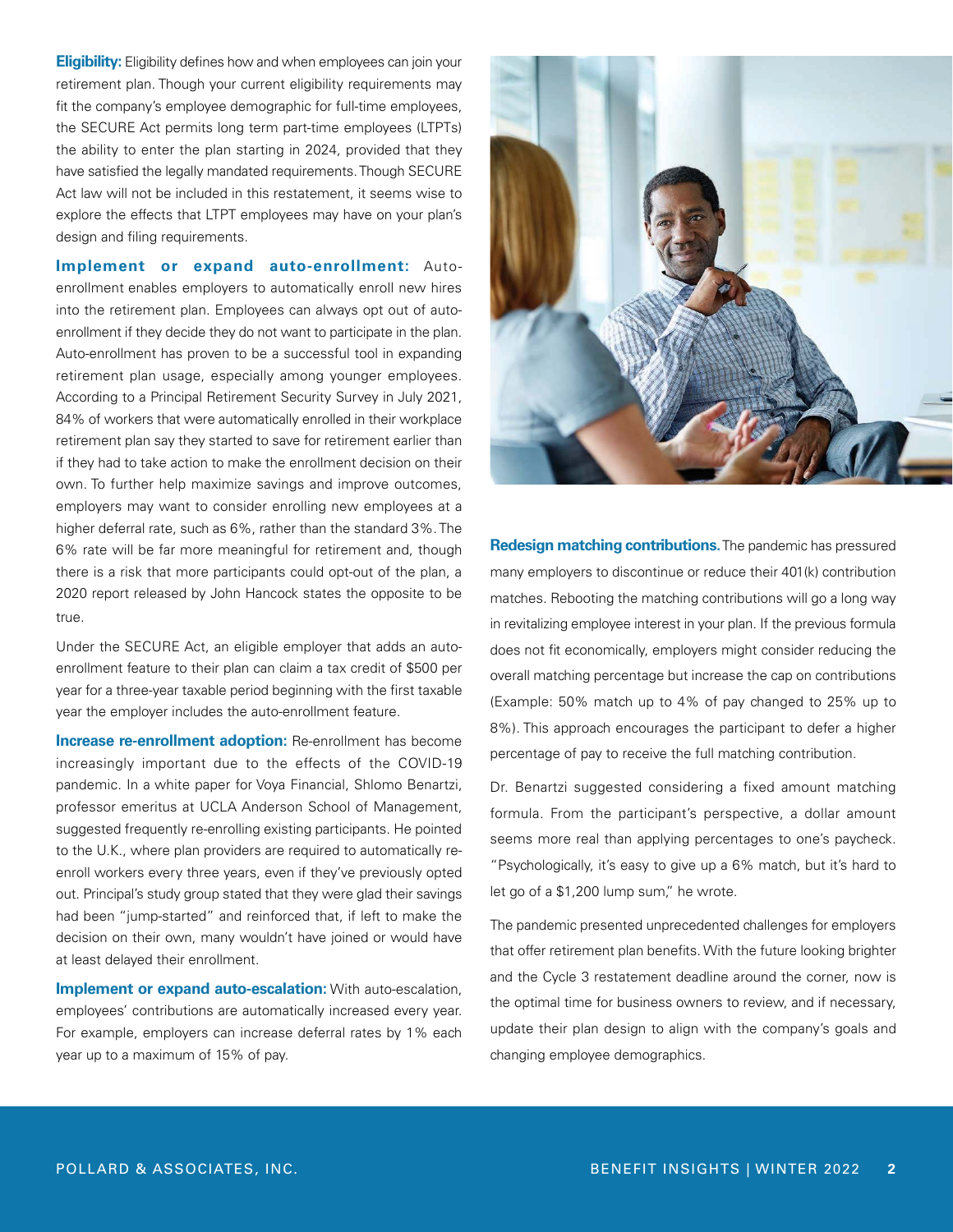**Eligibility:** Eligibility defines how and when employees can join your retirement plan. Though your current eligibility requirements may fit the company's employee demographic for full-time employees, the SECURE Act permits long term part-time employees (LTPTs) the ability to enter the plan starting in 2024, provided that they have satisfied the legally mandated requirements. Though SECURE Act law will not be included in this restatement, it seems wise to explore the effects that LTPT employees may have on your plan's design and filing requirements.

**Implement or expand auto-enrollment:** Auto-enrollment enables employers to automatically enroll new hires into the retirement plan. Employees can always opt out of auto-enrollment if they decide they do not want to participate in the plan. Auto-enrollment has proven to be a successful tool in expanding retirement plan usage, especially among younger employees. According to a Principal Retirement Security Survey in July 2021, 84% of workers that were automatically enrolled in their workplace retirement plan say they started to save for retirement earlier than if they had to take action to make the enrollment decision on their own. To further help maximize savings and improve outcomes, employers may want to consider enrolling new employees at a higher deferral rate, such as 6%, rather than the standard 3%. The 6% rate will be far more meaningful for retirement and, though there is a risk that more participants could opt-out of the plan, a 2020 report released by John Hancock states the opposite to be true.

Under the SECURE Act, an eligible employer that adds an auto-enrollment feature to their plan can claim a tax credit of $500 per year for a three-year taxable period beginning with the first taxable year the employer includes the auto-enrollment feature.

**Increase re-enrollment adoption:** Re-enrollment has become increasingly important due to the effects of the COVID-19 pandemic. In a white paper for Voya Financial, Shlomo Benartzi, professor emeritus at UCLA Anderson School of Management, suggested frequently re-enrolling existing participants. He pointed to the U.K., where plan providers are required to automatically re-enroll workers every three years, even if they've previously opted out. Principal's study group stated that they were glad their savings had been "jump-started" and reinforced that, if left to make the decision on their own, many wouldn't have joined or would have at least delayed their enrollment.

**Implement or expand auto-escalation:** With auto-escalation, employees' contributions are automatically increased every year. For example, employers can increase deferral rates by 1% each year up to a maximum of 15% of pay.

**Redesign matching contributions.** The pandemic has pressured many employers to discontinue or reduce their 401(k) contribution matches. Rebooting the matching contributions will go a long way in revitalizing employee interest in your plan. If the previous formula does not fit economically, employers might consider reducing the overall matching percentage but increase the cap on contributions (Example: 50% match up to 4% of pay changed to 25% up to 8%). This approach encourages the participant to defer a higher percentage of pay to receive the full matching contribution.

Dr. Benartzi suggested considering a fixed amount matching formula. From the participant's perspective, a dollar amount seems more real than applying percentages to one's paycheck. "Psychologically, it's easy to give up a 6% match, but it's hard to let go of a $1,200 lump sum," he wrote.

The pandemic presented unprecedented challenges for employers that offer retirement plan benefits. With the future looking brighter and the Cycle 3 restatement deadline around the corner, now is the optimal time for business owners to review, and if necessary, update their plan design to align with the company's goals and changing employee demographics.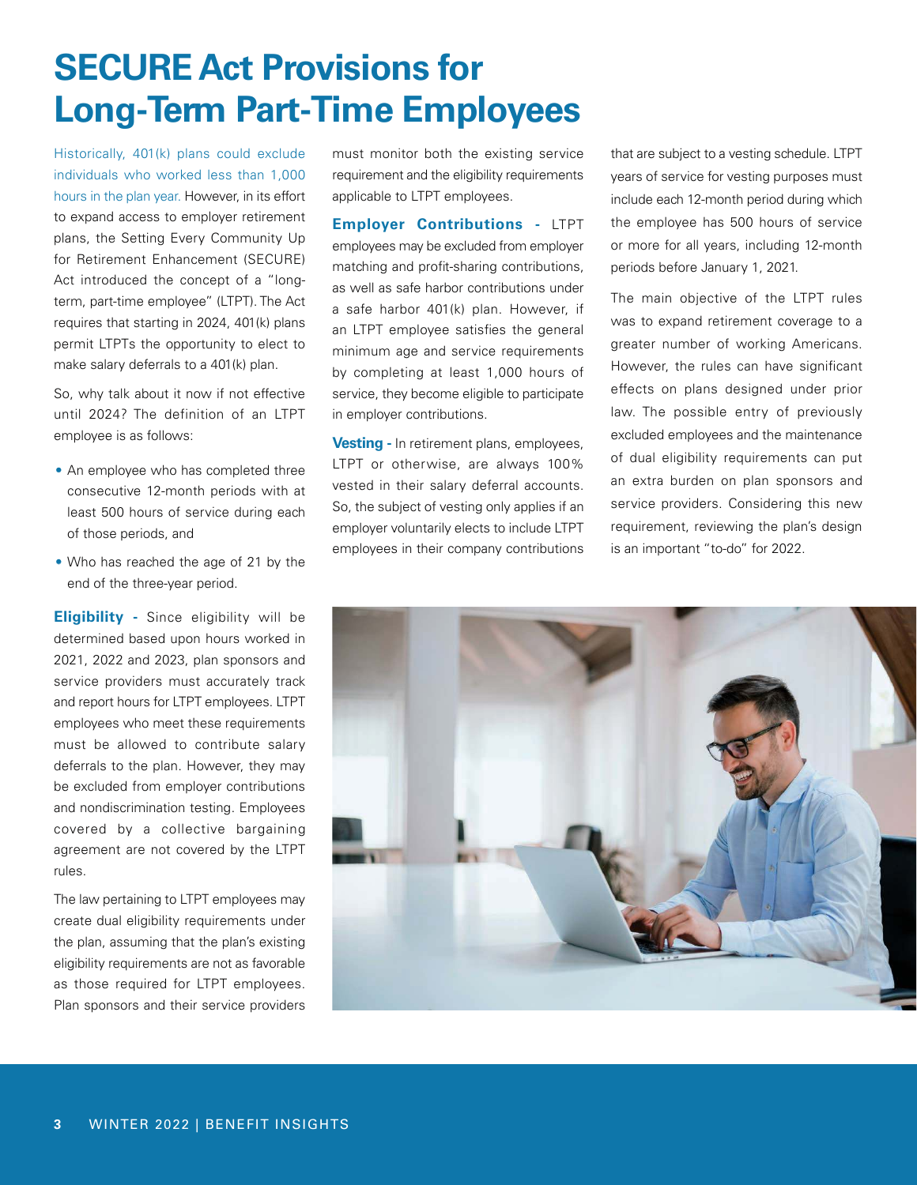# SECURE Act Provisions for Long-Term Part-Time Employees

Historically, 401(k) plans could exclude individuals who worked less than 1,000 hours in the plan year. However, in its effort to expand access to employer retirement plans, the Setting Every Community Up for Retirement Enhancement (SECURE) Act introduced the concept of a "long-term, part-time employee" (LTPT). The Act requires that starting in 2024, 401(k) plans permit LTPTs the opportunity to elect to make salary deferrals to a 401(k) plan.

So, why talk about it now if not effective until 2024? The definition of an LTPT employee is as follows:

- An employee who has completed three consecutive 12-month periods with at least 500 hours of service during each of those periods, and
- Who has reached the age of 21 by the end of the three-year period.

**Eligibility -** Since eligibility will be determined based upon hours worked in 2021, 2022 and 2023, plan sponsors and service providers must accurately track and report hours for LTPT employees. LTPT employees who meet these requirements must be allowed to contribute salary deferrals to the plan. However, they may be excluded from employer contributions and nondiscrimination testing. Employees covered by a collective bargaining agreement are not covered by the LTPT rules.

The law pertaining to LTPT employees may create dual eligibility requirements under the plan, assuming that the plan's existing eligibility requirements are not as favorable as those required for LTPT employees. Plan sponsors and their service providers must monitor both the existing service requirement and the eligibility requirements applicable to LTPT employees.

**Employer Contributions -** LTPT employees may be excluded from employer matching and profit-sharing contributions, as well as safe harbor contributions under a safe harbor 401(k) plan. However, if an LTPT employee satisfies the general minimum age and service requirements by completing at least 1,000 hours of service, they become eligible to participate in employer contributions.

**Vesting -** In retirement plans, employees, LTPT or otherwise, are always 100% vested in their salary deferral accounts. So, the subject of vesting only applies if an employer voluntarily elects to include LTPT employees in their company contributions that are subject to a vesting schedule. LTPT years of service for vesting purposes must include each 12-month period during which the employee has 500 hours of service or more for all years, including 12-month periods before January 1, 2021.

The main objective of the LTPT rules was to expand retirement coverage to a greater number of working Americans. However, the rules can have significant effects on plans designed under prior law. The possible entry of previously excluded employees and the maintenance of dual eligibility requirements can put an extra burden on plan sponsors and service providers. Considering this new requirement, reviewing the plan's design is an important "to-do" for 2022.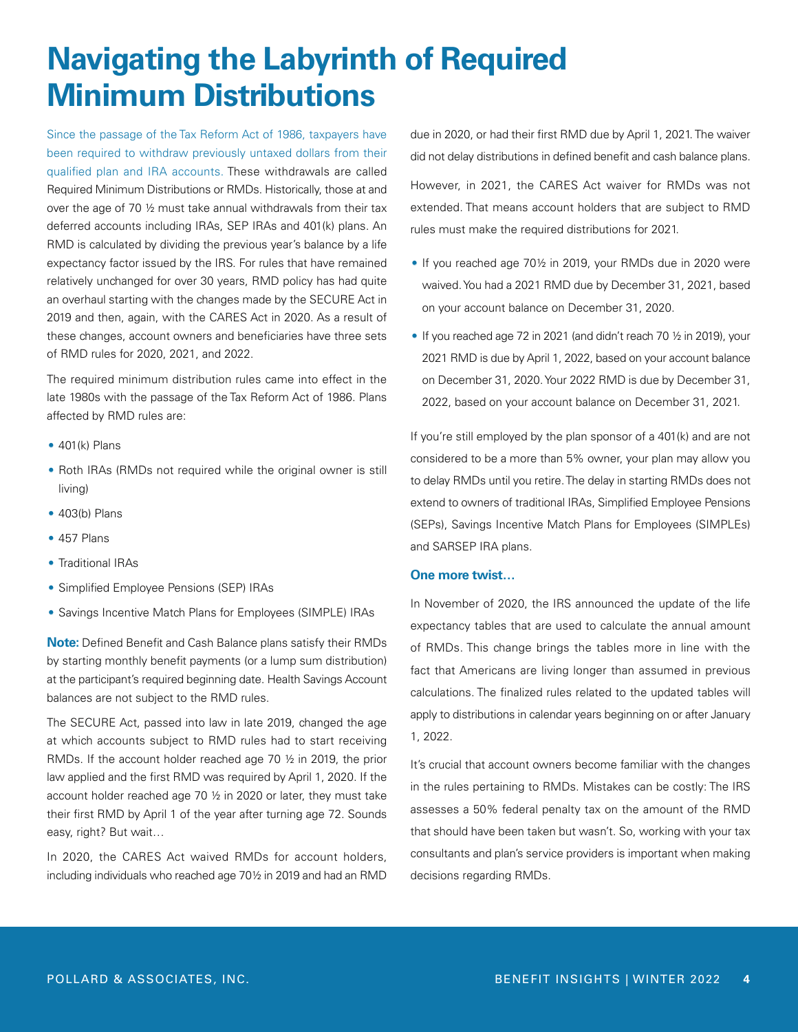# Navigating the Labyrinth of Required Minimum Distributions

Since the passage of the Tax Reform Act of 1986, taxpayers have been required to withdraw previously untaxed dollars from their qualified plan and IRA accounts. These withdrawals are called Required Minimum Distributions or RMDs. Historically, those at and over the age of 70 ½ must take annual withdrawals from their tax deferred accounts including IRAs, SEP IRAs and 401(k) plans. An RMD is calculated by dividing the previous year's balance by a life expectancy factor issued by the IRS. For rules that have remained relatively unchanged for over 30 years, RMD policy has had quite an overhaul starting with the changes made by the SECURE Act in 2019 and then, again, with the CARES Act in 2020. As a result of these changes, account owners and beneficiaries have three sets of RMD rules for 2020, 2021, and 2022.

The required minimum distribution rules came into effect in the late 1980s with the passage of the Tax Reform Act of 1986. Plans affected by RMD rules are:

- 401(k) Plans
- Roth IRAs (RMDs not required while the original owner is still living)
- 403(b) Plans
- 457 Plans
- Traditional IRAs
- Simplified Employee Pensions (SEP) IRAs
- Savings Incentive Match Plans for Employees (SIMPLE) IRAs

**Note:** Defined Benefit and Cash Balance plans satisfy their RMDs by starting monthly benefit payments (or a lump sum distribution) at the participant's required beginning date. Health Savings Account balances are not subject to the RMD rules.

The SECURE Act, passed into law in late 2019, changed the age at which accounts subject to RMD rules had to start receiving RMDs. If the account holder reached age 70 ½ in 2019, the prior law applied and the first RMD was required by April 1, 2020. If the account holder reached age 70 ½ in 2020 or later, they must take their first RMD by April 1 of the year after turning age 72. Sounds easy, right? But wait…

In 2020, the CARES Act waived RMDs for account holders, including individuals who reached age 70½ in 2019 and had an RMD due in 2020, or had their first RMD due by April 1, 2021. The waiver did not delay distributions in defined benefit and cash balance plans.

However, in 2021, the CARES Act waiver for RMDs was not extended. That means account holders that are subject to RMD rules must make the required distributions for 2021.

- If you reached age 70½ in 2019, your RMDs due in 2020 were waived. You had a 2021 RMD due by December 31, 2021, based on your account balance on December 31, 2020.
- If you reached age 72 in 2021 (and didn't reach 70 ½ in 2019), your 2021 RMD is due by April 1, 2022, based on your account balance on December 31, 2020. Your 2022 RMD is due by December 31, 2022, based on your account balance on December 31, 2021.

If you're still employed by the plan sponsor of a 401(k) and are not considered to be a more than 5% owner, your plan may allow you to delay RMDs until you retire. The delay in starting RMDs does not extend to owners of traditional IRAs, Simplified Employee Pensions (SEPs), Savings Incentive Match Plans for Employees (SIMPLEs) and SARSEP IRA plans.

### One more twist…

In November of 2020, the IRS announced the update of the life expectancy tables that are used to calculate the annual amount of RMDs. This change brings the tables more in line with the fact that Americans are living longer than assumed in previous calculations. The finalized rules related to the updated tables will apply to distributions in calendar years beginning on or after January 1, 2022.

It's crucial that account owners become familiar with the changes in the rules pertaining to RMDs. Mistakes can be costly: The IRS assesses a 50% federal penalty tax on the amount of the RMD that should have been taken but wasn't. So, working with your tax consultants and plan's service providers is important when making decisions regarding RMDs.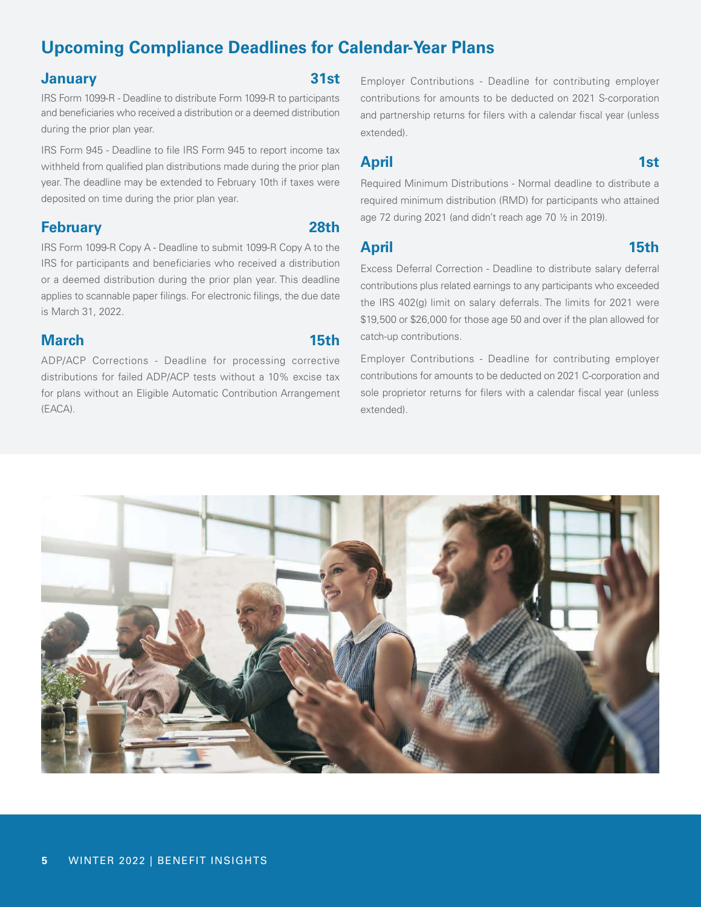## Upcoming Compliance Deadlines for Calendar-Year Plans

### January 31st

IRS Form 1099-R - Deadline to distribute Form 1099-R to participants and beneficiaries who received a distribution or a deemed distribution during the prior plan year.

IRS Form 945 - Deadline to file IRS Form 945 to report income tax withheld from qualified plan distributions made during the prior plan year. The deadline may be extended to February 10th if taxes were deposited on time during the prior plan year.

### February 28th

IRS Form 1099-R Copy A - Deadline to submit 1099-R Copy A to the IRS for participants and beneficiaries who received a distribution or a deemed distribution during the prior plan year. This deadline applies to scannable paper filings. For electronic filings, the due date is March 31, 2022.

### March 15th

ADP/ACP Corrections - Deadline for processing corrective distributions for failed ADP/ACP tests without a 10% excise tax for plans without an Eligible Automatic Contribution Arrangement (EACA).

Employer Contributions - Deadline for contributing employer contributions for amounts to be deducted on 2021 S-corporation and partnership returns for filers with a calendar fiscal year (unless extended).

### April 1st

Required Minimum Distributions - Normal deadline to distribute a required minimum distribution (RMD) for participants who attained age 72 during 2021 (and didn't reach age 70 ½ in 2019).

### April 15th

Excess Deferral Correction - Deadline to distribute salary deferral contributions plus related earnings to any participants who exceeded the IRS 402(g) limit on salary deferrals. The limits for 2021 were $19,500 or $26,000 for those age 50 and over if the plan allowed for catch-up contributions.

Employer Contributions - Deadline for contributing employer contributions for amounts to be deducted on 2021 C-corporation and sole proprietor returns for filers with a calendar fiscal year (unless extended).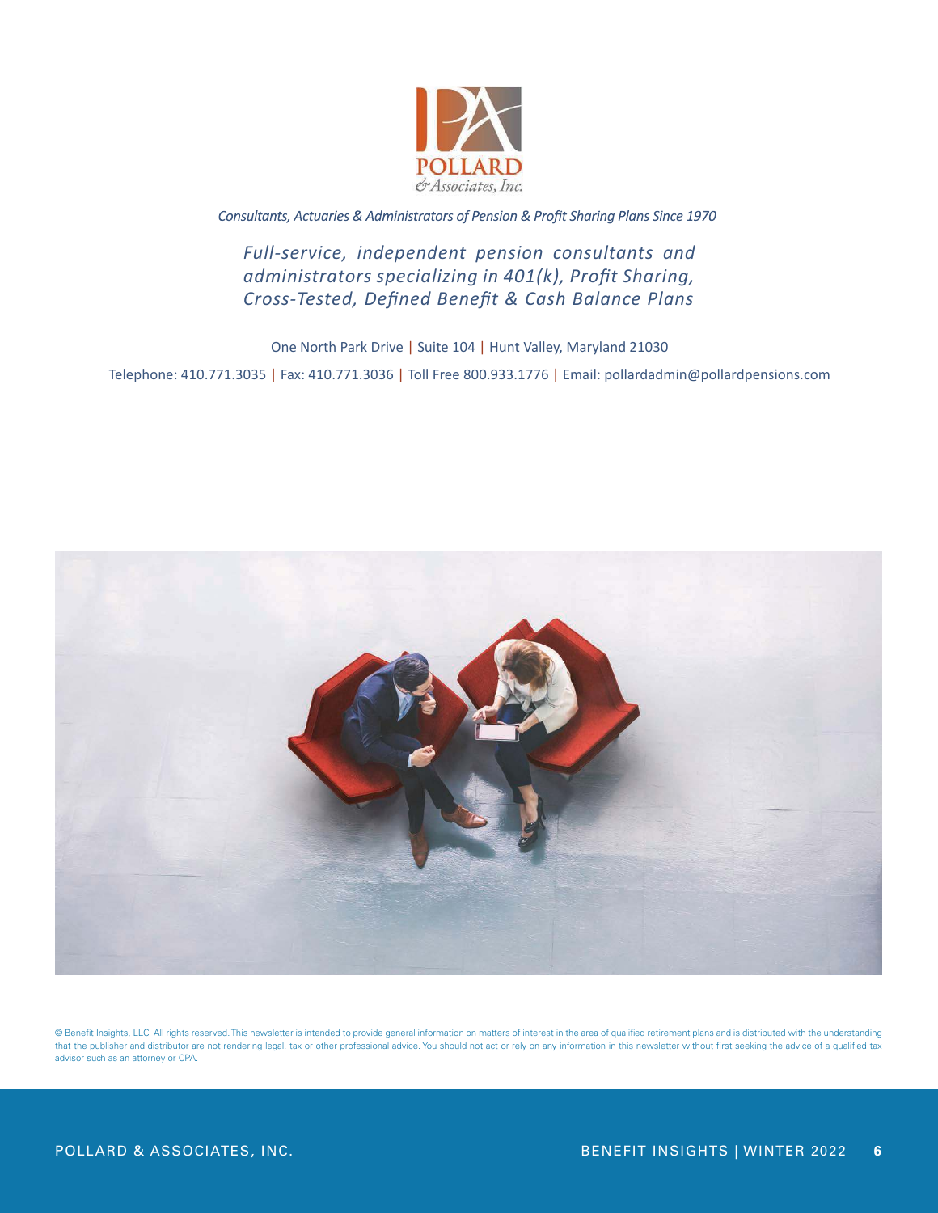POLLARD
*& Associates, Inc.*

*Consultants, Actuaries & Administrators of Pension & Profit Sharing Plans Since 1970*

*Full-service, independent pension consultants and administrators specializing in 401(k), Profit Sharing, Cross-Tested, Defined Benefit & Cash Balance Plans*

One North Park Drive | Suite 104 | Hunt Valley, Maryland 21030

Telephone: 410.771.3035 | Fax: 410.771.3036 | Toll Free 800.933.1776 | Email: pollardadmin@pollardpensions.com

---

© Benefit Insights, LLC All rights reserved. This newsletter is intended to provide general information on matters of interest in the area of qualified retirement plans and is distributed with the understanding that the publisher and distributor are not rendering legal, tax or other professional advice. You should not act or rely on any information in this newsletter without first seeking the advice of a qualified tax advisor such as an attorney or CPA.